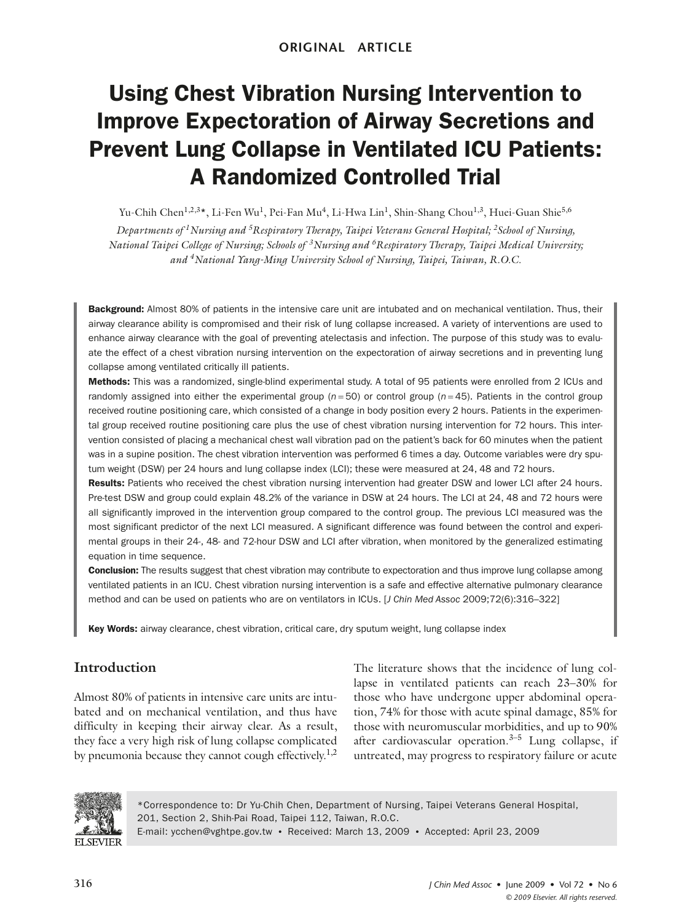ORIGINAL ARTICLE

# Using Chest Vibration Nursing Intervention to Improve Expectoration of Airway Secretions and Prevent Lung Collapse in Ventilated ICU Patients: A Randomized Controlled Trial

Yu-Chih Chen[1,2,3]*, Li-Fen Wu[1], Pei-Fan Mu[4], Li-Hwa Lin[1], Shin-Shang Chou[1,3], Huei-Guan Shie[5,6]

*Departments of [1]Nursing and [5]Respiratory Therapy, Taipei Veterans General Hospital; [2]School of Nursing, National Taipei College of Nursing; Schools of [3]Nursing and [6]Respiratory Therapy, Taipei Medical University; and [4]National Yang-Ming University School of Nursing, Taipei, Taiwan, R.O.C.*

**Background:** Almost 80% of patients in the intensive care unit are intubated and on mechanical ventilation. Thus, their airway clearance ability is compromised and their risk of lung collapse increased. A variety of interventions are used to enhance airway clearance with the goal of preventing atelectasis and infection. The purpose of this study was to evaluate the effect of a chest vibration nursing intervention on the expectoration of airway secretions and in preventing lung collapse among ventilated critically ill patients.

**Methods:** This was a randomized, single-blind experimental study. A total of 95 patients were enrolled from 2 ICUs and randomly assigned into either the experimental group ($n = 50$) or control group ($n = 45$). Patients in the control group received routine positioning care, which consisted of a change in body position every 2 hours. Patients in the experimental group received routine positioning care plus the use of chest vibration nursing intervention for 72 hours. This intervention consisted of placing a mechanical chest wall vibration pad on the patient's back for 60 minutes when the patient was in a supine position. The chest vibration intervention was performed 6 times a day. Outcome variables were dry sputum weight (DSW) per 24 hours and lung collapse index (LCI); these were measured at 24, 48 and 72 hours.

**Results:** Patients who received the chest vibration nursing intervention had greater DSW and lower LCI after 24 hours. Pre-test DSW and group could explain 48.2% of the variance in DSW at 24 hours. The LCI at 24, 48 and 72 hours were all significantly improved in the intervention group compared to the control group. The previous LCI measured was the most significant predictor of the next LCI measured. A significant difference was found between the control and experimental groups in their 24-, 48- and 72-hour DSW and LCI after vibration, when monitored by the generalized estimating equation in time sequence.

**Conclusion:** The results suggest that chest vibration may contribute to expectoration and thus improve lung collapse among ventilated patients in an ICU. Chest vibration nursing intervention is a safe and effective alternative pulmonary clearance method and can be used on patients who are on ventilators in ICUs. [*J Chin Med Assoc* 2009;72(6):316–322]

**Key Words:** airway clearance, chest vibration, critical care, dry sputum weight, lung collapse index

## Introduction

Almost 80% of patients in intensive care units are intubated and on mechanical ventilation, and thus have difficulty in keeping their airway clear. As a result, they face a very high risk of lung collapse complicated by pneumonia because they cannot cough effectively.[1,2] The literature shows that the incidence of lung collapse in ventilated patients can reach 23–30% for those who have undergone upper abdominal operation, 74% for those with acute spinal damage, 85% for those with neuromuscular morbidities, and up to 90% after cardiovascular operation.[3–5] Lung collapse, if untreated, may progress to respiratory failure or acute

*Correspondence to: Dr Yu-Chih Chen, Department of Nursing, Taipei Veterans General Hospital, 201, Section 2, Shih-Pai Road, Taipei 112, Taiwan, R.O.C.
E-mail: ycchen@vghtpe.gov.tw • Received: March 13, 2009 • Accepted: April 23, 2009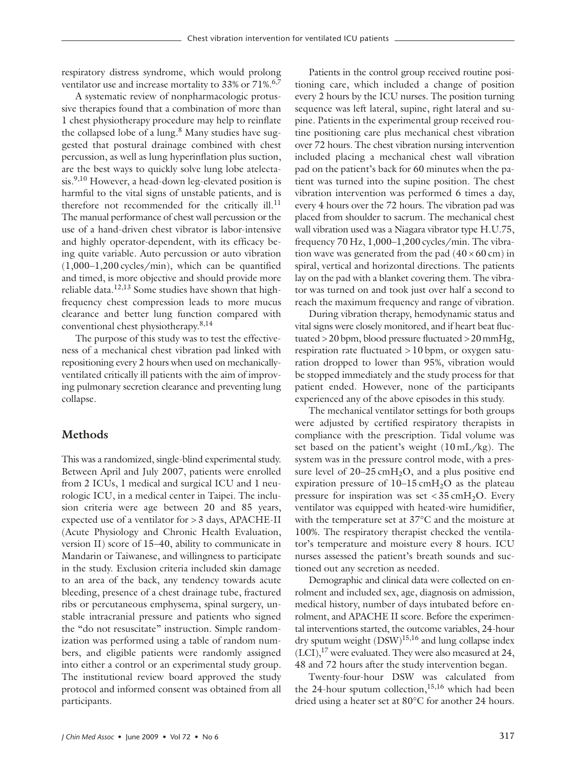respiratory distress syndrome, which would prolong ventilator use and increase mortality to 33% or 71%.[6,7]

A systematic review of nonpharmacologic protussive therapies found that a combination of more than 1 chest physiotherapy procedure may help to reinflate the collapsed lobe of a lung.[8] Many studies have suggested that postural drainage combined with chest percussion, as well as lung hyperinflation plus suction, are the best ways to quickly solve lung lobe atelectasis.[9,10] However, a head-down leg-elevated position is harmful to the vital signs of unstable patients, and is therefore not recommended for the critically ill.[11] The manual performance of chest wall percussion or the use of a hand-driven chest vibrator is labor-intensive and highly operator-dependent, with its efficacy being quite variable. Auto percussion or auto vibration (1,000–1,200 cycles/min), which can be quantified and timed, is more objective and should provide more reliable data.[12,13] Some studies have shown that high-frequency chest compression leads to more mucus clearance and better lung function compared with conventional chest physiotherapy.[8,14]

The purpose of this study was to test the effectiveness of a mechanical chest vibration pad linked with repositioning every 2 hours when used on mechanically-ventilated critically ill patients with the aim of improving pulmonary secretion clearance and preventing lung collapse.

## Methods

This was a randomized, single-blind experimental study. Between April and July 2007, patients were enrolled from 2 ICUs, 1 medical and surgical ICU and 1 neurologic ICU, in a medical center in Taipei. The inclusion criteria were age between 20 and 85 years, expected use of a ventilator for > 3 days, APACHE-II (Acute Physiology and Chronic Health Evaluation, version II) score of 15–40, ability to communicate in Mandarin or Taiwanese, and willingness to participate in the study. Exclusion criteria included skin damage to an area of the back, any tendency towards acute bleeding, presence of a chest drainage tube, fractured ribs or percutaneous emphysema, spinal surgery, unstable intracranial pressure and patients who signed the "do not resuscitate" instruction. Simple randomization was performed using a table of random numbers, and eligible patients were randomly assigned into either a control or an experimental study group. The institutional review board approved the study protocol and informed consent was obtained from all participants.

Patients in the control group received routine positioning care, which included a change of position every 2 hours by the ICU nurses. The position turning sequence was left lateral, supine, right lateral and supine. Patients in the experimental group received routine positioning care plus mechanical chest vibration over 72 hours. The chest vibration nursing intervention included placing a mechanical chest wall vibration pad on the patient's back for 60 minutes when the patient was turned into the supine position. The chest vibration intervention was performed 6 times a day, every 4 hours over the 72 hours. The vibration pad was placed from shoulder to sacrum. The mechanical chest wall vibration used was a Niagara vibrator type H.U.75, frequency 70 Hz, 1,000–1,200 cycles/min. The vibration wave was generated from the pad (40 × 60 cm) in spiral, vertical and horizontal directions. The patients lay on the pad with a blanket covering them. The vibrator was turned on and took just over half a second to reach the maximum frequency and range of vibration.

During vibration therapy, hemodynamic status and vital signs were closely monitored, and if heart beat fluctuated > 20 bpm, blood pressure fluctuated > 20 mmHg, respiration rate fluctuated > 10 bpm, or oxygen saturation dropped to lower than 95%, vibration would be stopped immediately and the study process for that patient ended. However, none of the participants experienced any of the above episodes in this study.

The mechanical ventilator settings for both groups were adjusted by certified respiratory therapists in compliance with the prescription. Tidal volume was set based on the patient's weight (10 mL/kg). The system was in the pressure control mode, with a pressure level of 20–25 $cmH_2O$, and a plus positive end expiration pressure of 10–15 $cmH_2O$ as the plateau pressure for inspiration was set < 35 $cmH_2O$. Every ventilator was equipped with heated-wire humidifier, with the temperature set at 37°C and the moisture at 100%. The respiratory therapist checked the ventilator's temperature and moisture every 8 hours. ICU nurses assessed the patient's breath sounds and suctioned out any secretion as needed.

Demographic and clinical data were collected on enrolment and included sex, age, diagnosis on admission, medical history, number of days intubated before enrolment, and APACHE II score. Before the experimental interventions started, the outcome variables, 24-hour dry sputum weight (DSW)[15,16] and lung collapse index (LCI),[17] were evaluated. They were also measured at 24, 48 and 72 hours after the study intervention began.

Twenty-four-hour DSW was calculated from the 24-hour sputum collection,[15,16] which had been dried using a heater set at 80°C for another 24 hours.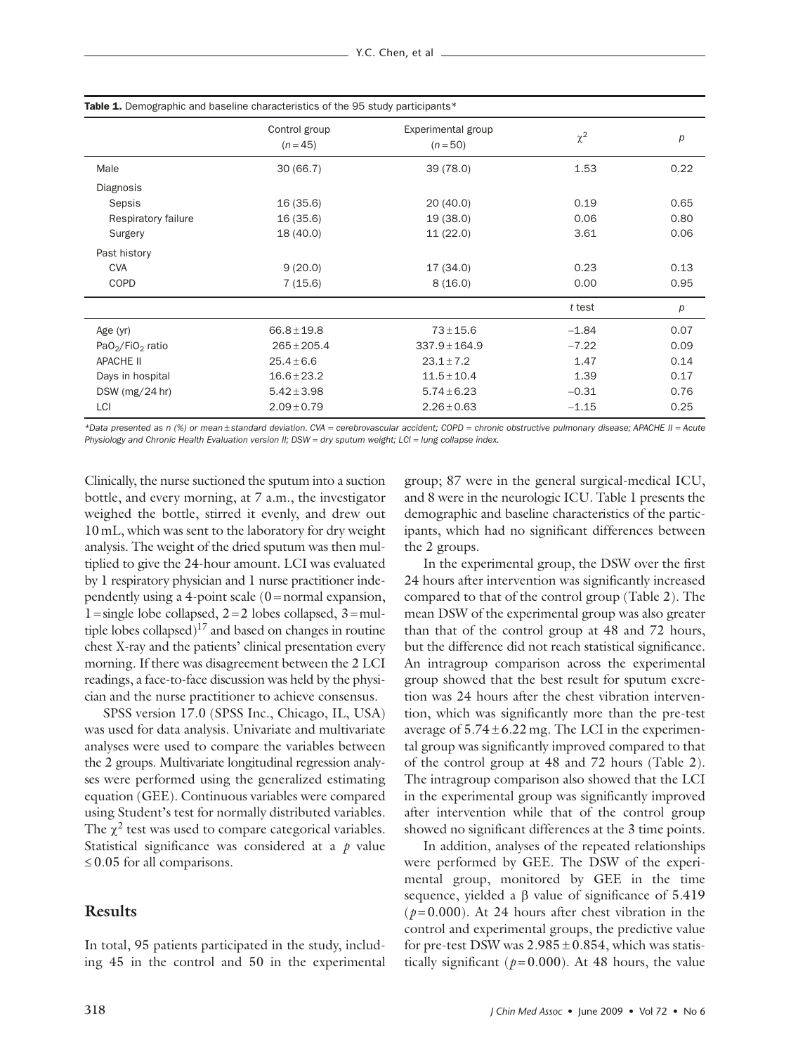**Table 1.** Demographic and baseline characteristics of the 95 study participants*

| | Control group ($n=45$) | Experimental group ($n=50$) | $\chi^2$ | $p$ |
|---|---|---|---|---|
| Male | 30 (66.7) | 39 (78.0) | 1.53 | 0.22 |
| Diagnosis | | | | |
| Sepsis | 16 (35.6) | 20 (40.0) | 0.19 | 0.65 |
| Respiratory failure | 16 (35.6) | 19 (38.0) | 0.06 | 0.80 |
| Surgery | 18 (40.0) | 11 (22.0) | 3.61 | 0.06 |
| Past history | | | | |
| CVA | 9 (20.0) | 17 (34.0) | 0.23 | 0.13 |
| COPD | 7 (15.6) | 8 (16.0) | 0.00 | 0.95 |
| | | | *t* test | $p$ |
| Age (yr) | 66.8 ± 19.8 | 73 ± 15.6 | −1.84 | 0.07 |
| $PaO_2/FiO_2$ ratio | 265 ± 205.4 | 337.9 ± 164.9 | −7.22 | 0.09 |
| APACHE II | 25.4 ± 6.6 | 23.1 ± 7.2 | 1.47 | 0.14 |
| Days in hospital | 16.6 ± 23.2 | 11.5 ± 10.4 | 1.39 | 0.17 |
| DSW (mg/24 hr) | 5.42 ± 3.98 | 5.74 ± 6.23 | −0.31 | 0.76 |
| LCI | 2.09 ± 0.79 | 2.26 ± 0.63 | −1.15 | 0.25 |

*\*Data presented as n (%) or mean ± standard deviation. CVA = cerebrovascular accident; COPD = chronic obstructive pulmonary disease; APACHE II = Acute Physiology and Chronic Health Evaluation version II; DSW = dry sputum weight; LCI = lung collapse index.*

Clinically, the nurse suctioned the sputum into a suction bottle, and every morning, at 7 a.m., the investigator weighed the bottle, stirred it evenly, and drew out 10 mL, which was sent to the laboratory for dry weight analysis. The weight of the dried sputum was then multiplied to give the 24-hour amount. LCI was evaluated by 1 respiratory physician and 1 nurse practitioner independently using a 4-point scale (0 = normal expansion, 1 = single lobe collapsed, 2 = 2 lobes collapsed, 3 = multiple lobes collapsed)[17] and based on changes in routine chest X-ray and the patients' clinical presentation every morning. If there was disagreement between the 2 LCI readings, a face-to-face discussion was held by the physician and the nurse practitioner to achieve consensus.

SPSS version 17.0 (SPSS Inc., Chicago, IL, USA) was used for data analysis. Univariate and multivariate analyses were used to compare the variables between the 2 groups. Multivariate longitudinal regression analyses were performed using the generalized estimating equation (GEE). Continuous variables were compared using Student's test for normally distributed variables. The $\chi^2$ test was used to compare categorical variables. Statistical significance was considered at a $p$ value $\leq 0.05$ for all comparisons.

## Results

In total, 95 patients participated in the study, including 45 in the control and 50 in the experimental group; 87 were in the general surgical-medical ICU, and 8 were in the neurologic ICU. Table 1 presents the demographic and baseline characteristics of the participants, which had no significant differences between the 2 groups.

In the experimental group, the DSW over the first 24 hours after intervention was significantly increased compared to that of the control group (Table 2). The mean DSW of the experimental group was also greater than that of the control group at 48 and 72 hours, but the difference did not reach statistical significance. An intragroup comparison across the experimental group showed that the best result for sputum excretion was 24 hours after the chest vibration intervention, which was significantly more than the pre-test average of 5.74 ± 6.22 mg. The LCI in the experimental group was significantly improved compared to that of the control group at 48 and 72 hours (Table 2). The intragroup comparison also showed that the LCI in the experimental group was significantly improved after intervention while that of the control group showed no significant differences at the 3 time points.

In addition, analyses of the repeated relationships were performed by GEE. The DSW of the experimental group, monitored by GEE in the time sequence, yielded a β value of significance of 5.419 ($p = 0.000$). At 24 hours after chest vibration in the control and experimental groups, the predictive value for pre-test DSW was 2.985 ± 0.854, which was statistically significant ($p = 0.000$). At 48 hours, the value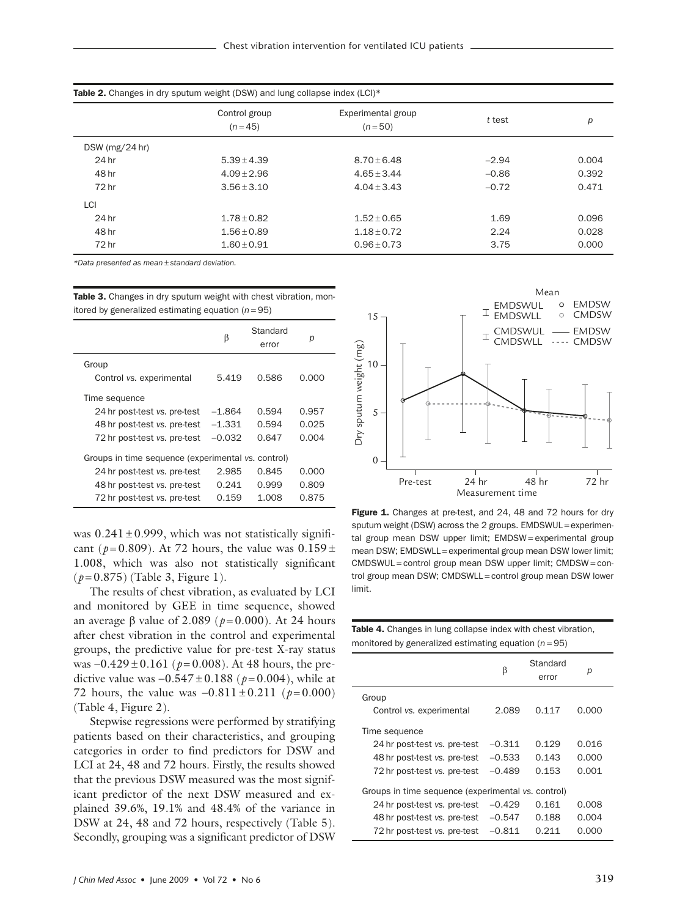**Table 2.** Changes in dry sputum weight (DSW) and lung collapse index (LCI)*

| | Control group ($n = 45$) | Experimental group ($n = 50$) | *t* test | *p* |
|---|---|---|---|---|
| DSW (mg/24 hr) | | | | |
| 24 hr | 5.39 ± 4.39 | 8.70 ± 6.48 | −2.94 | 0.004 |
| 48 hr | 4.09 ± 2.96 | 4.65 ± 3.44 | −0.86 | 0.392 |
| 72 hr | 3.56 ± 3.10 | 4.04 ± 3.43 | −0.72 | 0.471 |
| LCI | | | | |
| 24 hr | 1.78 ± 0.82 | 1.52 ± 0.65 | 1.69 | 0.096 |
| 48 hr | 1.56 ± 0.89 | 1.18 ± 0.72 | 2.24 | 0.028 |
| 72 hr | 1.60 ± 0.91 | 0.96 ± 0.73 | 3.75 | 0.000 |

*Data presented as mean ± standard deviation.

**Table 3.** Changes in dry sputum weight with chest vibration, monitored by generalized estimating equation ($n = 95$)

| | β | Standard error | *p* |
|---|---|---|---|
| Group | | | |
| Control *vs.* experimental | 5.419 | 0.586 | 0.000 |
| Time sequence | | | |
| 24 hr post-test *vs.* pre-test | −1.864 | 0.594 | 0.957 |
| 48 hr post-test *vs.* pre-test | −1.331 | 0.594 | 0.025 |
| 72 hr post-test *vs.* pre-test | −0.032 | 0.647 | 0.004 |
| Groups in time sequence (experimental *vs.* control) | | | |
| 24 hr post-test *vs.* pre-test | 2.985 | 0.845 | 0.000 |
| 48 hr post-test *vs.* pre-test | 0.241 | 0.999 | 0.809 |
| 72 hr post-test *vs.* pre-test | 0.159 | 1.008 | 0.875 |

was $0.241 \pm 0.999$, which was not statistically significant ($p = 0.809$). At 72 hours, the value was $0.159 \pm 1.008$, which was also not statistically significant ($p = 0.875$) (Table 3, Figure 1).

The results of chest vibration, as evaluated by LCI and monitored by GEE in time sequence, showed an average β value of 2.089 ($p = 0.000$). At 24 hours after chest vibration in the control and experimental groups, the predictive value for pre-test X-ray status was $-0.429 \pm 0.161$ ($p = 0.008$). At 48 hours, the predictive value was $-0.547 \pm 0.188$ ($p = 0.004$), while at 72 hours, the value was $-0.811 \pm 0.211$ ($p = 0.000$) (Table 4, Figure 2).

Stepwise regressions were performed by stratifying patients based on their characteristics, and grouping categories in order to find predictors for DSW and LCI at 24, 48 and 72 hours. Firstly, the results showed that the previous DSW measured was the most significant predictor of the next DSW measured and explained 39.6%, 19.1% and 48.4% of the variance in DSW at 24, 48 and 72 hours, respectively (Table 5). Secondly, grouping was a significant predictor of DSW

**Figure 1.** Changes at pre-test, and 24, 48 and 72 hours for dry sputum weight (DSW) across the 2 groups. EMDSWUL = experimental group mean DSW upper limit; EMDSW = experimental group mean DSW; EMDSWLL = experimental group mean DSW lower limit; CMDSWUL = control group mean DSW upper limit; CMDSW = control group mean DSW; CMDSWLL = control group mean DSW lower limit.

**Table 4.** Changes in lung collapse index with chest vibration, monitored by generalized estimating equation ($n = 95$)

| | β | Standard error | *p* |
|---|---|---|---|
| Group | | | |
| Control *vs.* experimental | 2.089 | 0.117 | 0.000 |
| Time sequence | | | |
| 24 hr post-test *vs.* pre-test | −0.311 | 0.129 | 0.016 |
| 48 hr post-test *vs.* pre-test | −0.533 | 0.143 | 0.000 |
| 72 hr post-test *vs.* pre-test | −0.489 | 0.153 | 0.001 |
| Groups in time sequence (experimental *vs.* control) | | | |
| 24 hr post-test *vs.* pre-test | −0.429 | 0.161 | 0.008 |
| 48 hr post-test *vs.* pre-test | −0.547 | 0.188 | 0.004 |
| 72 hr post-test *vs.* pre-test | −0.811 | 0.211 | 0.000 |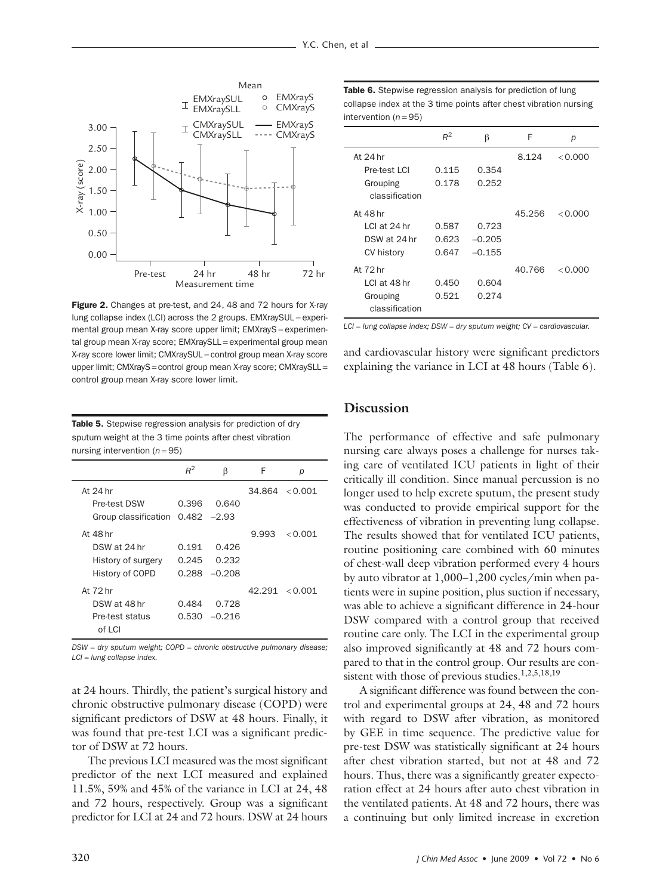Figure 2. Changes at pre-test, and 24, 48 and 72 hours for X-ray lung collapse index (LCI) across the 2 groups. EMXraySUL = experimental group mean X-ray score upper limit; EMXrayS = experimental group mean X-ray score; EMXraySLL = experimental group mean X-ray score lower limit; CMXraySUL = control group mean X-ray score upper limit; CMXrayS = control group mean X-ray score; CMXraySLL = control group mean X-ray score lower limit.

**Table 5.** Stepwise regression analysis for prediction of dry sputum weight at the 3 time points after chest vibration nursing intervention ($n = 95$)

| | $R^2$ | β | F | $p$ |
|---|---|---|---|---|
| At 24 hr | | | 34.864 | $<0.001$ |
| Pre-test DSW | 0.396 | 0.640 | | |
| Group classification | 0.482 | −2.93 | | |
| At 48 hr | | | 9.993 | $<0.001$ |
| DSW at 24 hr | 0.191 | 0.426 | | |
| History of surgery | 0.245 | 0.232 | | |
| History of COPD | 0.288 | −0.208 | | |
| At 72 hr | | | 42.291 | $<0.001$ |
| DSW at 48 hr | 0.484 | 0.728 | | |
| Pre-test status of LCI | 0.530 | −0.216 | | |

*DSW = dry sputum weight; COPD = chronic obstructive pulmonary disease; LCI = lung collapse index.*

at 24 hours. Thirdly, the patient's surgical history and chronic obstructive pulmonary disease (COPD) were significant predictors of DSW at 48 hours. Finally, it was found that pre-test LCI was a significant predictor of DSW at 72 hours.

The previous LCI measured was the most significant predictor of the next LCI measured and explained 11.5%, 59% and 45% of the variance in LCI at 24, 48 and 72 hours, respectively. Group was a significant predictor for LCI at 24 and 72 hours. DSW at 24 hours and cardiovascular history were significant predictors explaining the variance in LCI at 48 hours (Table 6).

**Table 6.** Stepwise regression analysis for prediction of lung collapse index at the 3 time points after chest vibration nursing intervention ($n = 95$)

| | $R^2$ | β | F | $p$ |
|---|---|---|---|---|
| At 24 hr | | | 8.124 | $<0.000$ |
| Pre-test LCI | 0.115 | 0.354 | | |
| Grouping classification | 0.178 | 0.252 | | |
| At 48 hr | | | 45.256 | $<0.000$ |
| LCI at 24 hr | 0.587 | 0.723 | | |
| DSW at 24 hr | 0.623 | −0.205 | | |
| CV history | 0.647 | −0.155 | | |
| At 72 hr | | | 40.766 | $<0.000$ |
| LCI at 48 hr | 0.450 | 0.604 | | |
| Grouping classification | 0.521 | 0.274 | | |

*LCI = lung collapse index; DSW = dry sputum weight; CV = cardiovascular.*

## Discussion

The performance of effective and safe pulmonary nursing care always poses a challenge for nurses taking care of ventilated ICU patients in light of their critically ill condition. Since manual percussion is no longer used to help excrete sputum, the present study was conducted to provide empirical support for the effectiveness of vibration in preventing lung collapse. The results showed that for ventilated ICU patients, routine positioning care combined with 60 minutes of chest-wall deep vibration performed every 4 hours by auto vibrator at 1,000–1,200 cycles/min when patients were in supine position, plus suction if necessary, was able to achieve a significant difference in 24-hour DSW compared with a control group that received routine care only. The LCI in the experimental group also improved significantly at 48 and 72 hours compared to that in the control group. Our results are consistent with those of previous studies.[1,2,5,18,19]

A significant difference was found between the control and experimental groups at 24, 48 and 72 hours with regard to DSW after vibration, as monitored by GEE in time sequence. The predictive value for pre-test DSW was statistically significant at 24 hours after chest vibration started, but not at 48 and 72 hours. Thus, there was a significantly greater expectoration effect at 24 hours after auto chest vibration in the ventilated patients. At 48 and 72 hours, there was a continuing but only limited increase in excretion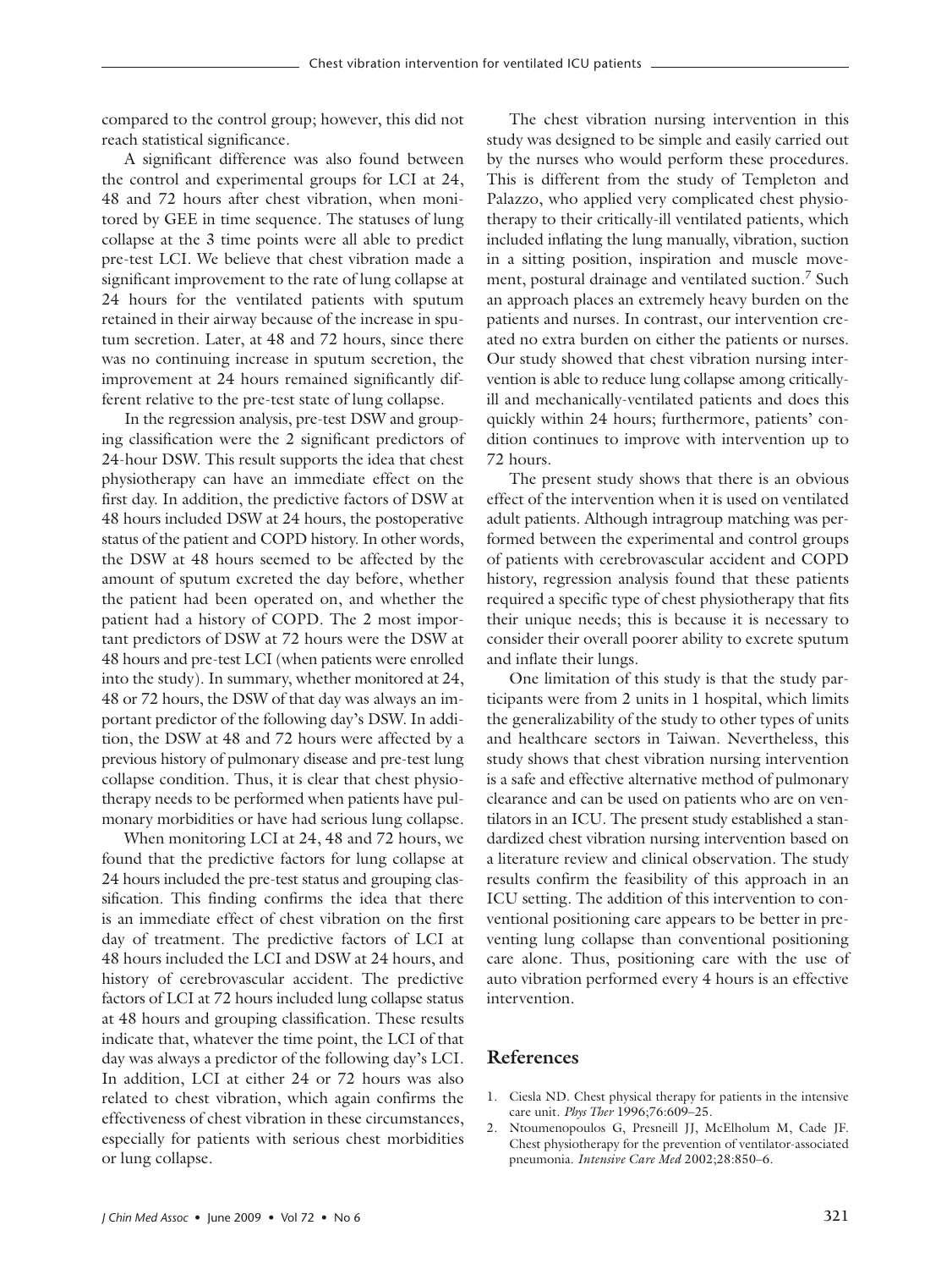compared to the control group; however, this did not reach statistical significance.

A significant difference was also found between the control and experimental groups for LCI at 24, 48 and 72 hours after chest vibration, when monitored by GEE in time sequence. The statuses of lung collapse at the 3 time points were all able to predict pre-test LCI. We believe that chest vibration made a significant improvement to the rate of lung collapse at 24 hours for the ventilated patients with sputum retained in their airway because of the increase in sputum secretion. Later, at 48 and 72 hours, since there was no continuing increase in sputum secretion, the improvement at 24 hours remained significantly different relative to the pre-test state of lung collapse.

In the regression analysis, pre-test DSW and grouping classification were the 2 significant predictors of 24-hour DSW. This result supports the idea that chest physiotherapy can have an immediate effect on the first day. In addition, the predictive factors of DSW at 48 hours included DSW at 24 hours, the postoperative status of the patient and COPD history. In other words, the DSW at 48 hours seemed to be affected by the amount of sputum excreted the day before, whether the patient had been operated on, and whether the patient had a history of COPD. The 2 most important predictors of DSW at 72 hours were the DSW at 48 hours and pre-test LCI (when patients were enrolled into the study). In summary, whether monitored at 24, 48 or 72 hours, the DSW of that day was always an important predictor of the following day's DSW. In addition, the DSW at 48 and 72 hours were affected by a previous history of pulmonary disease and pre-test lung collapse condition. Thus, it is clear that chest physiotherapy needs to be performed when patients have pulmonary morbidities or have had serious lung collapse.

When monitoring LCI at 24, 48 and 72 hours, we found that the predictive factors for lung collapse at 24 hours included the pre-test status and grouping classification. This finding confirms the idea that there is an immediate effect of chest vibration on the first day of treatment. The predictive factors of LCI at 48 hours included the LCI and DSW at 24 hours, and history of cerebrovascular accident. The predictive factors of LCI at 72 hours included lung collapse status at 48 hours and grouping classification. These results indicate that, whatever the time point, the LCI of that day was always a predictor of the following day's LCI. In addition, LCI at either 24 or 72 hours was also related to chest vibration, which again confirms the effectiveness of chest vibration in these circumstances, especially for patients with serious chest morbidities or lung collapse.

The chest vibration nursing intervention in this study was designed to be simple and easily carried out by the nurses who would perform these procedures. This is different from the study of Templeton and Palazzo, who applied very complicated chest physiotherapy to their critically-ill ventilated patients, which included inflating the lung manually, vibration, suction in a sitting position, inspiration and muscle movement, postural drainage and ventilated suction.[7] Such an approach places an extremely heavy burden on the patients and nurses. In contrast, our intervention created no extra burden on either the patients or nurses. Our study showed that chest vibration nursing intervention is able to reduce lung collapse among critically-ill and mechanically-ventilated patients and does this quickly within 24 hours; furthermore, patients' condition continues to improve with intervention up to 72 hours.

The present study shows that there is an obvious effect of the intervention when it is used on ventilated adult patients. Although intragroup matching was performed between the experimental and control groups of patients with cerebrovascular accident and COPD history, regression analysis found that these patients required a specific type of chest physiotherapy that fits their unique needs; this is because it is necessary to consider their overall poorer ability to excrete sputum and inflate their lungs.

One limitation of this study is that the study participants were from 2 units in 1 hospital, which limits the generalizability of the study to other types of units and healthcare sectors in Taiwan. Nevertheless, this study shows that chest vibration nursing intervention is a safe and effective alternative method of pulmonary clearance and can be used on patients who are on ventilators in an ICU. The present study established a standardized chest vibration nursing intervention based on a literature review and clinical observation. The study results confirm the feasibility of this approach in an ICU setting. The addition of this intervention to conventional positioning care appears to be better in preventing lung collapse than conventional positioning care alone. Thus, positioning care with the use of auto vibration performed every 4 hours is an effective intervention.

## References

1. Ciesla ND. Chest physical therapy for patients in the intensive care unit. *Phys Ther* 1996;76:609–25.
2. Ntoumenopoulos G, Presneill JJ, McElholum M, Cade JF. Chest physiotherapy for the prevention of ventilator-associated pneumonia. *Intensive Care Med* 2002;28:850–6.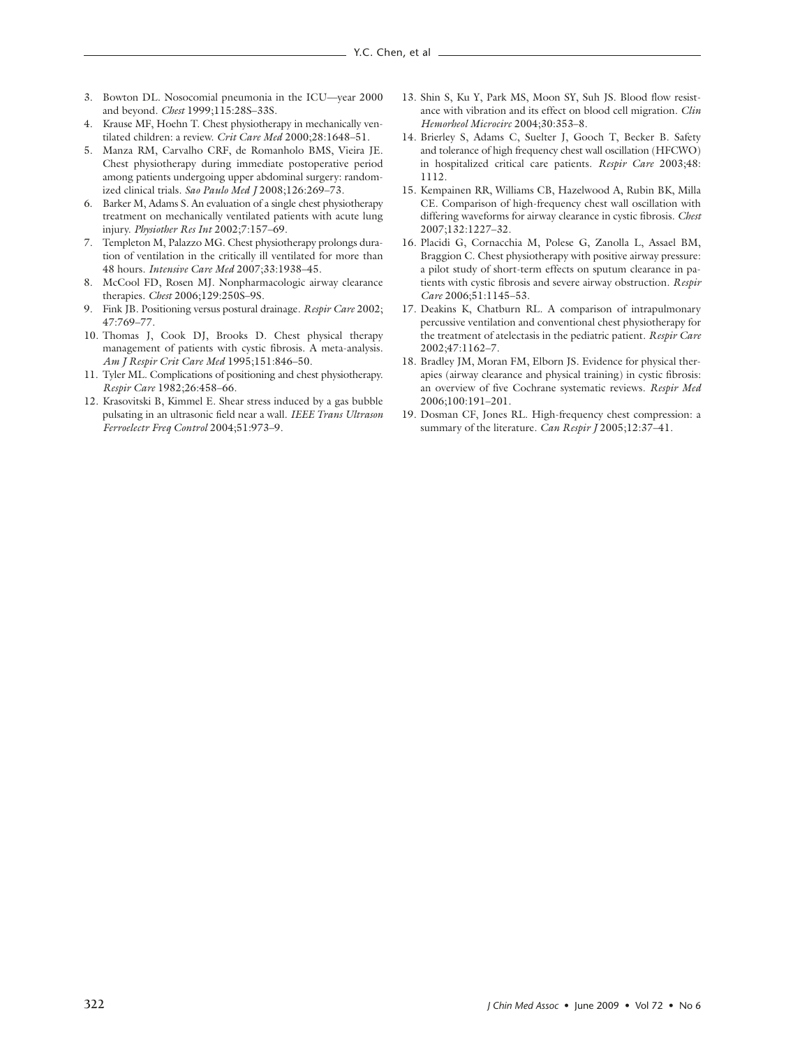3. Bowton DL. Nosocomial pneumonia in the ICU—year 2000 and beyond. *Chest* 1999;115:28S–33S.
4. Krause MF, Hoehn T. Chest physiotherapy in mechanically ventilated children: a review. *Crit Care Med* 2000;28:1648–51.
5. Manza RM, Carvalho CRF, de Romanholo BMS, Vieira JE. Chest physiotherapy during immediate postoperative period among patients undergoing upper abdominal surgery: randomized clinical trials. *Sao Paulo Med J* 2008;126:269–73.
6. Barker M, Adams S. An evaluation of a single chest physiotherapy treatment on mechanically ventilated patients with acute lung injury. *Physiother Res Int* 2002;7:157–69.
7. Templeton M, Palazzo MG. Chest physiotherapy prolongs duration of ventilation in the critically ill ventilated for more than 48 hours. *Intensive Care Med* 2007;33:1938–45.
8. McCool FD, Rosen MJ. Nonpharmacologic airway clearance therapies. *Chest* 2006;129:250S–9S.
9. Fink JB. Positioning versus postural drainage. *Respir Care* 2002;47:769–77.
10. Thomas J, Cook DJ, Brooks D. Chest physical therapy management of patients with cystic fibrosis. A meta-analysis. *Am J Respir Crit Care Med* 1995;151:846–50.
11. Tyler ML. Complications of positioning and chest physiotherapy. *Respir Care* 1982;26:458–66.
12. Krasovitski B, Kimmel E. Shear stress induced by a gas bubble pulsating in an ultrasonic field near a wall. *IEEE Trans Ultrason Ferroelectr Freq Control* 2004;51:973–9.
13. Shin S, Ku Y, Park MS, Moon SY, Suh JS. Blood flow resistance with vibration and its effect on blood cell migration. *Clin Hemorheol Microcirc* 2004;30:353–8.
14. Brierley S, Adams C, Suelter J, Gooch T, Becker B. Safety and tolerance of high frequency chest wall oscillation (HFCWO) in hospitalized critical care patients. *Respir Care* 2003;48:1112.
15. Kempainen RR, Williams CB, Hazelwood A, Rubin BK, Milla CE. Comparison of high-frequency chest wall oscillation with differing waveforms for airway clearance in cystic fibrosis. *Chest* 2007;132:1227–32.
16. Placidi G, Cornacchia M, Polese G, Zanolla L, Assael BM, Braggion C. Chest physiotherapy with positive airway pressure: a pilot study of short-term effects on sputum clearance in patients with cystic fibrosis and severe airway obstruction. *Respir Care* 2006;51:1145–53.
17. Deakins K, Chatburn RL. A comparison of intrapulmonary percussive ventilation and conventional chest physiotherapy for the treatment of atelectasis in the pediatric patient. *Respir Care* 2002;47:1162–7.
18. Bradley JM, Moran FM, Elborn JS. Evidence for physical therapies (airway clearance and physical training) in cystic fibrosis: an overview of five Cochrane systematic reviews. *Respir Med* 2006;100:191–201.
19. Dosman CF, Jones RL. High-frequency chest compression: a summary of the literature. *Can Respir J* 2005;12:37–41.